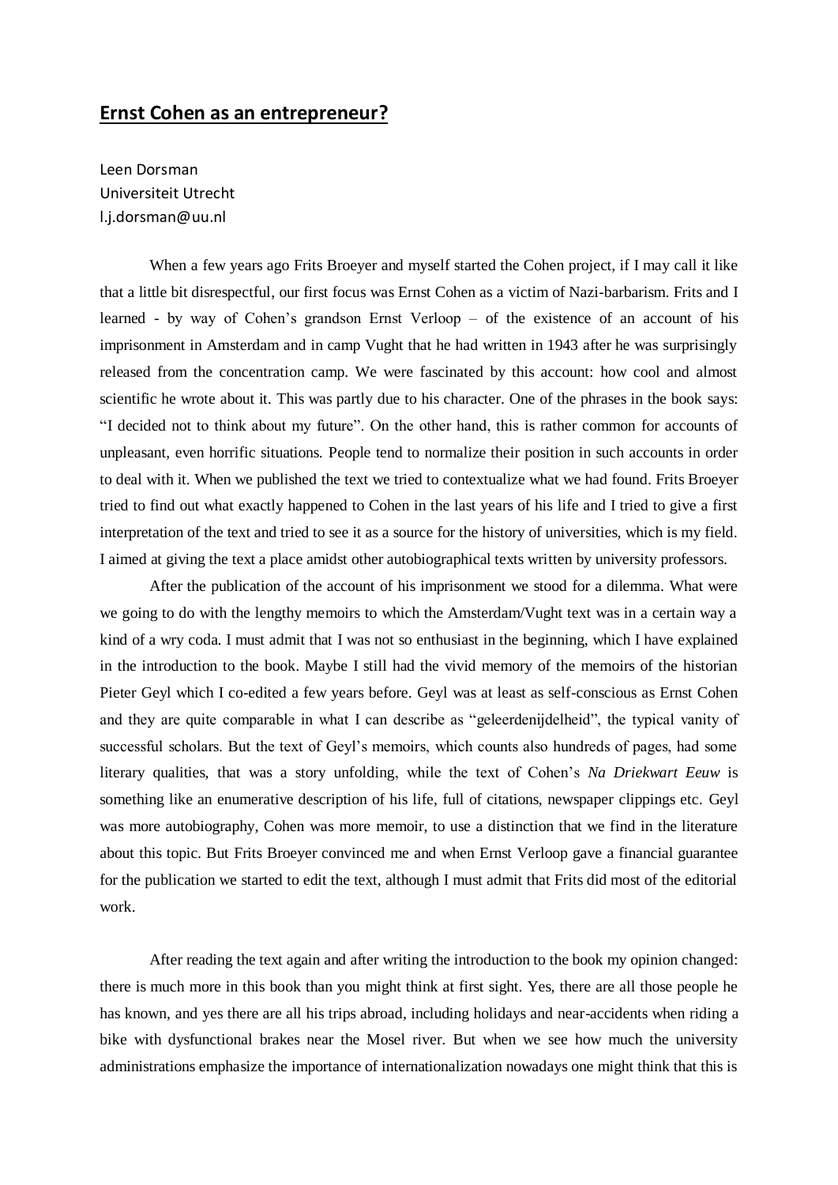## **Ernst Cohen as an entrepreneur?**

Leen Dorsman
Universiteit Utrecht
l.j.dorsman@uu.nl

When a few years ago Frits Broeyer and myself started the Cohen project, if I may call it like that a little bit disrespectful, our first focus was Ernst Cohen as a victim of Nazi-barbarism. Frits and I learned - by way of Cohen's grandson Ernst Verloop – of the existence of an account of his imprisonment in Amsterdam and in camp Vught that he had written in 1943 after he was surprisingly released from the concentration camp. We were fascinated by this account: how cool and almost scientific he wrote about it. This was partly due to his character. One of the phrases in the book says: "I decided not to think about my future". On the other hand, this is rather common for accounts of unpleasant, even horrific situations. People tend to normalize their position in such accounts in order to deal with it. When we published the text we tried to contextualize what we had found. Frits Broeyer tried to find out what exactly happened to Cohen in the last years of his life and I tried to give a first interpretation of the text and tried to see it as a source for the history of universities, which is my field. I aimed at giving the text a place amidst other autobiographical texts written by university professors.

After the publication of the account of his imprisonment we stood for a dilemma. What were we going to do with the lengthy memoirs to which the Amsterdam/Vught text was in a certain way a kind of a wry coda. I must admit that I was not so enthusiast in the beginning, which I have explained in the introduction to the book. Maybe I still had the vivid memory of the memoirs of the historian Pieter Geyl which I co-edited a few years before. Geyl was at least as self-conscious as Ernst Cohen and they are quite comparable in what I can describe as "geleerdenijdelheid", the typical vanity of successful scholars. But the text of Geyl's memoirs, which counts also hundreds of pages, had some literary qualities, that was a story unfolding, while the text of Cohen's *Na Driekwart Eeuw* is something like an enumerative description of his life, full of citations, newspaper clippings etc. Geyl was more autobiography, Cohen was more memoir, to use a distinction that we find in the literature about this topic. But Frits Broeyer convinced me and when Ernst Verloop gave a financial guarantee for the publication we started to edit the text, although I must admit that Frits did most of the editorial work.

After reading the text again and after writing the introduction to the book my opinion changed: there is much more in this book than you might think at first sight. Yes, there are all those people he has known, and yes there are all his trips abroad, including holidays and near-accidents when riding a bike with dysfunctional brakes near the Mosel river. But when we see how much the university administrations emphasize the importance of internationalization nowadays one might think that this is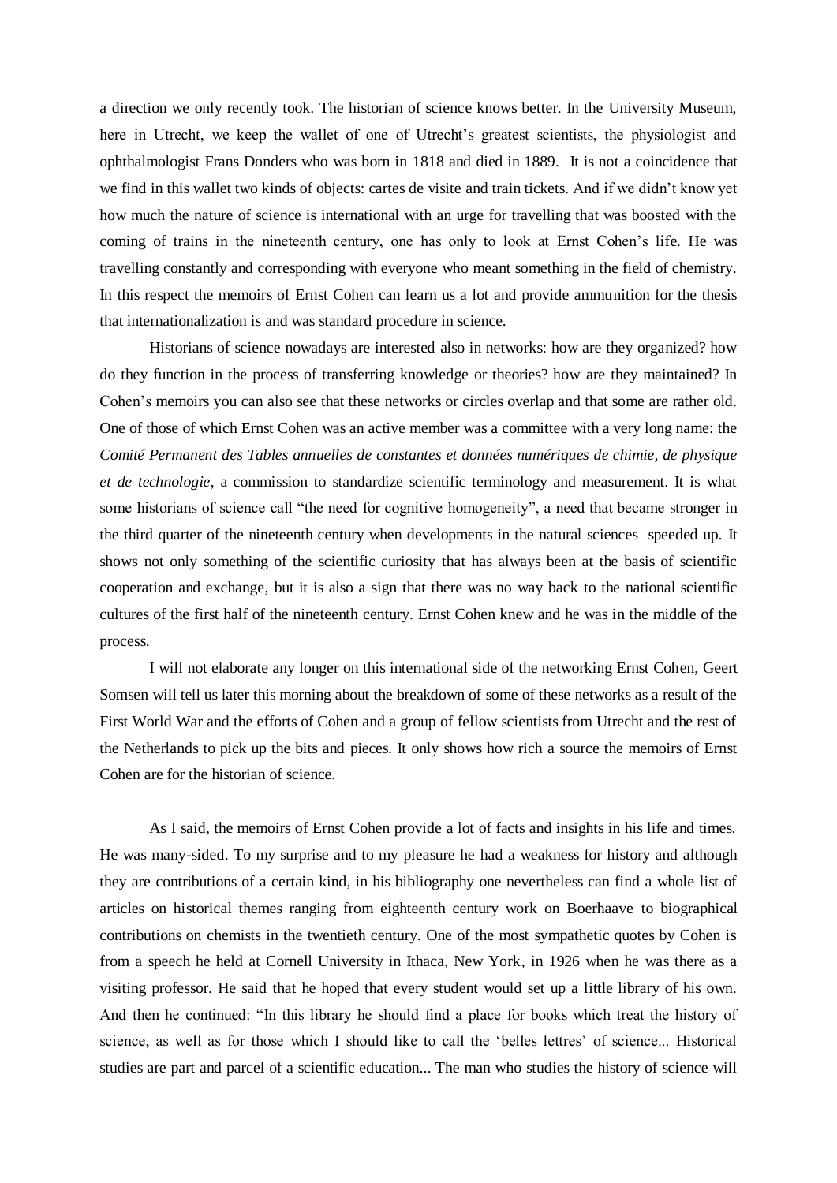a direction we only recently took. The historian of science knows better. In the University Museum, here in Utrecht, we keep the wallet of one of Utrecht's greatest scientists, the physiologist and ophthalmologist Frans Donders who was born in 1818 and died in 1889. It is not a coincidence that we find in this wallet two kinds of objects: cartes de visite and train tickets. And if we didn't know yet how much the nature of science is international with an urge for travelling that was boosted with the coming of trains in the nineteenth century, one has only to look at Ernst Cohen's life. He was travelling constantly and corresponding with everyone who meant something in the field of chemistry. In this respect the memoirs of Ernst Cohen can learn us a lot and provide ammunition for the thesis that internationalization is and was standard procedure in science.

Historians of science nowadays are interested also in networks: how are they organized? how do they function in the process of transferring knowledge or theories? how are they maintained? In Cohen's memoirs you can also see that these networks or circles overlap and that some are rather old. One of those of which Ernst Cohen was an active member was a committee with a very long name: the *Comité Permanent des Tables annuelles de constantes et données numériques de chimie, de physique et de technologie*, a commission to standardize scientific terminology and measurement. It is what some historians of science call "the need for cognitive homogeneity", a need that became stronger in the third quarter of the nineteenth century when developments in the natural sciences speeded up. It shows not only something of the scientific curiosity that has always been at the basis of scientific cooperation and exchange, but it is also a sign that there was no way back to the national scientific cultures of the first half of the nineteenth century. Ernst Cohen knew and he was in the middle of the process.

I will not elaborate any longer on this international side of the networking Ernst Cohen, Geert Somsen will tell us later this morning about the breakdown of some of these networks as a result of the First World War and the efforts of Cohen and a group of fellow scientists from Utrecht and the rest of the Netherlands to pick up the bits and pieces. It only shows how rich a source the memoirs of Ernst Cohen are for the historian of science.

As I said, the memoirs of Ernst Cohen provide a lot of facts and insights in his life and times. He was many-sided. To my surprise and to my pleasure he had a weakness for history and although they are contributions of a certain kind, in his bibliography one nevertheless can find a whole list of articles on historical themes ranging from eighteenth century work on Boerhaave to biographical contributions on chemists in the twentieth century. One of the most sympathetic quotes by Cohen is from a speech he held at Cornell University in Ithaca, New York, in 1926 when he was there as a visiting professor. He said that he hoped that every student would set up a little library of his own. And then he continued: "In this library he should find a place for books which treat the history of science, as well as for those which I should like to call the 'belles lettres' of science... Historical studies are part and parcel of a scientific education... The man who studies the history of science will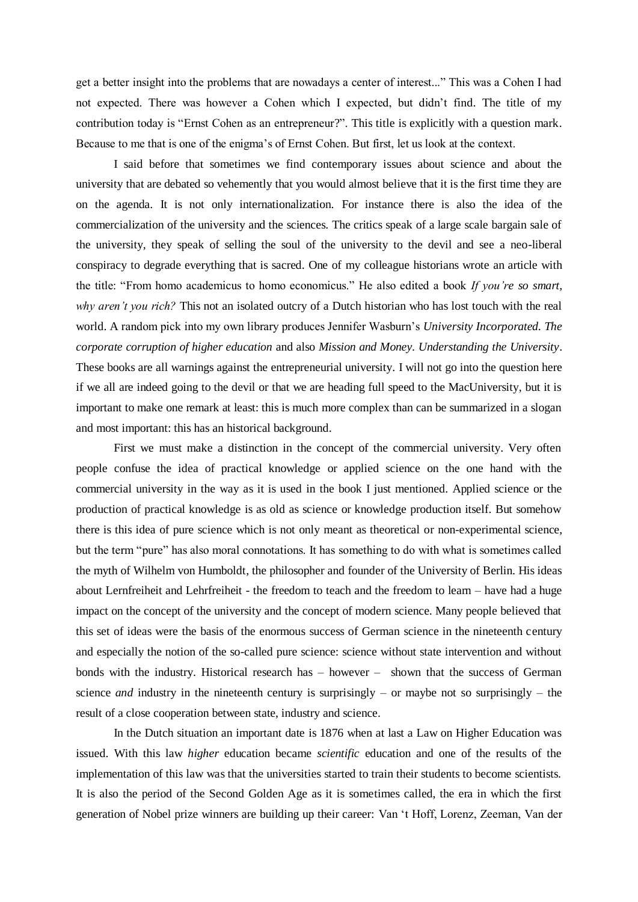get a better insight into the problems that are nowadays a center of interest..." This was a Cohen I had not expected. There was however a Cohen which I expected, but didn't find. The title of my contribution today is "Ernst Cohen as an entrepreneur?". This title is explicitly with a question mark. Because to me that is one of the enigma's of Ernst Cohen. But first, let us look at the context.

I said before that sometimes we find contemporary issues about science and about the university that are debated so vehemently that you would almost believe that it is the first time they are on the agenda. It is not only internationalization. For instance there is also the idea of the commercialization of the university and the sciences. The critics speak of a large scale bargain sale of the university, they speak of selling the soul of the university to the devil and see a neo-liberal conspiracy to degrade everything that is sacred. One of my colleague historians wrote an article with the title: "From homo academicus to homo economicus." He also edited a book *If you're so smart, why aren't you rich?* This not an isolated outcry of a Dutch historian who has lost touch with the real world. A random pick into my own library produces Jennifer Wasburn's *University Incorporated. The corporate corruption of higher education* and also *Mission and Money. Understanding the University*. These books are all warnings against the entrepreneurial university. I will not go into the question here if we all are indeed going to the devil or that we are heading full speed to the MacUniversity, but it is important to make one remark at least: this is much more complex than can be summarized in a slogan and most important: this has an historical background.

First we must make a distinction in the concept of the commercial university. Very often people confuse the idea of practical knowledge or applied science on the one hand with the commercial university in the way as it is used in the book I just mentioned. Applied science or the production of practical knowledge is as old as science or knowledge production itself. But somehow there is this idea of pure science which is not only meant as theoretical or non-experimental science, but the term "pure" has also moral connotations. It has something to do with what is sometimes called the myth of Wilhelm von Humboldt, the philosopher and founder of the University of Berlin. His ideas about Lernfreiheit and Lehrfreiheit - the freedom to teach and the freedom to learn – have had a huge impact on the concept of the university and the concept of modern science. Many people believed that this set of ideas were the basis of the enormous success of German science in the nineteenth century and especially the notion of the so-called pure science: science without state intervention and without bonds with the industry. Historical research has – however – shown that the success of German science *and* industry in the nineteenth century is surprisingly – or maybe not so surprisingly – the result of a close cooperation between state, industry and science.

In the Dutch situation an important date is 1876 when at last a Law on Higher Education was issued. With this law *higher* education became *scientific* education and one of the results of the implementation of this law was that the universities started to train their students to become scientists. It is also the period of the Second Golden Age as it is sometimes called, the era in which the first generation of Nobel prize winners are building up their career: Van 't Hoff, Lorenz, Zeeman, Van der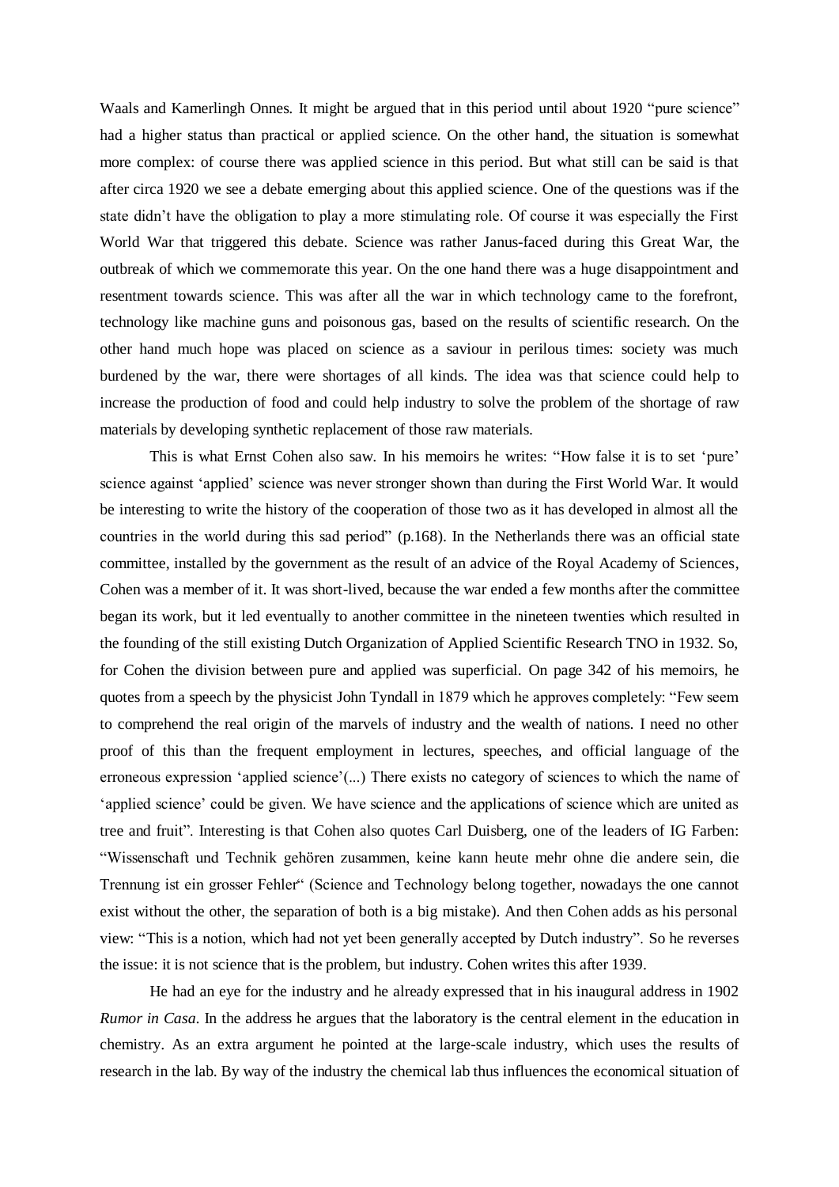Waals and Kamerlingh Onnes. It might be argued that in this period until about 1920 "pure science" had a higher status than practical or applied science. On the other hand, the situation is somewhat more complex: of course there was applied science in this period. But what still can be said is that after circa 1920 we see a debate emerging about this applied science. One of the questions was if the state didn't have the obligation to play a more stimulating role. Of course it was especially the First World War that triggered this debate. Science was rather Janus-faced during this Great War, the outbreak of which we commemorate this year. On the one hand there was a huge disappointment and resentment towards science. This was after all the war in which technology came to the forefront, technology like machine guns and poisonous gas, based on the results of scientific research. On the other hand much hope was placed on science as a saviour in perilous times: society was much burdened by the war, there were shortages of all kinds. The idea was that science could help to increase the production of food and could help industry to solve the problem of the shortage of raw materials by developing synthetic replacement of those raw materials.

This is what Ernst Cohen also saw. In his memoirs he writes: "How false it is to set 'pure' science against 'applied' science was never stronger shown than during the First World War. It would be interesting to write the history of the cooperation of those two as it has developed in almost all the countries in the world during this sad period" (p.168). In the Netherlands there was an official state committee, installed by the government as the result of an advice of the Royal Academy of Sciences, Cohen was a member of it. It was short-lived, because the war ended a few months after the committee began its work, but it led eventually to another committee in the nineteen twenties which resulted in the founding of the still existing Dutch Organization of Applied Scientific Research TNO in 1932. So, for Cohen the division between pure and applied was superficial. On page 342 of his memoirs, he quotes from a speech by the physicist John Tyndall in 1879 which he approves completely: "Few seem to comprehend the real origin of the marvels of industry and the wealth of nations. I need no other proof of this than the frequent employment in lectures, speeches, and official language of the erroneous expression 'applied science'(...) There exists no category of sciences to which the name of 'applied science' could be given. We have science and the applications of science which are united as tree and fruit". Interesting is that Cohen also quotes Carl Duisberg, one of the leaders of IG Farben: "Wissenschaft und Technik gehören zusammen, keine kann heute mehr ohne die andere sein, die Trennung ist ein grosser Fehler" (Science and Technology belong together, nowadays the one cannot exist without the other, the separation of both is a big mistake). And then Cohen adds as his personal view: "This is a notion, which had not yet been generally accepted by Dutch industry". So he reverses the issue: it is not science that is the problem, but industry. Cohen writes this after 1939.

He had an eye for the industry and he already expressed that in his inaugural address in 1902 *Rumor in Casa*. In the address he argues that the laboratory is the central element in the education in chemistry. As an extra argument he pointed at the large-scale industry, which uses the results of research in the lab. By way of the industry the chemical lab thus influences the economical situation of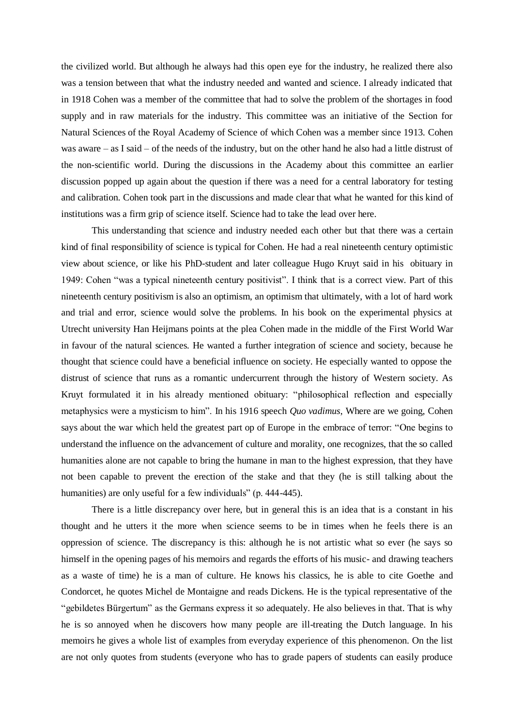the civilized world. But although he always had this open eye for the industry, he realized there also was a tension between that what the industry needed and wanted and science. I already indicated that in 1918 Cohen was a member of the committee that had to solve the problem of the shortages in food supply and in raw materials for the industry. This committee was an initiative of the Section for Natural Sciences of the Royal Academy of Science of which Cohen was a member since 1913. Cohen was aware – as I said – of the needs of the industry, but on the other hand he also had a little distrust of the non-scientific world. During the discussions in the Academy about this committee an earlier discussion popped up again about the question if there was a need for a central laboratory for testing and calibration. Cohen took part in the discussions and made clear that what he wanted for this kind of institutions was a firm grip of science itself. Science had to take the lead over here.

This understanding that science and industry needed each other but that there was a certain kind of final responsibility of science is typical for Cohen. He had a real nineteenth century optimistic view about science, or like his PhD-student and later colleague Hugo Kruyt said in his obituary in 1949: Cohen "was a typical nineteenth century positivist". I think that is a correct view. Part of this nineteenth century positivism is also an optimism, an optimism that ultimately, with a lot of hard work and trial and error, science would solve the problems. In his book on the experimental physics at Utrecht university Han Heijmans points at the plea Cohen made in the middle of the First World War in favour of the natural sciences. He wanted a further integration of science and society, because he thought that science could have a beneficial influence on society. He especially wanted to oppose the distrust of science that runs as a romantic undercurrent through the history of Western society. As Kruyt formulated it in his already mentioned obituary: "philosophical reflection and especially metaphysics were a mysticism to him". In his 1916 speech *Quo vadimus*, Where are we going, Cohen says about the war which held the greatest part op of Europe in the embrace of terror: "One begins to understand the influence on the advancement of culture and morality, one recognizes, that the so called humanities alone are not capable to bring the humane in man to the highest expression, that they have not been capable to prevent the erection of the stake and that they (he is still talking about the humanities) are only useful for a few individuals" (p. 444-445).

There is a little discrepancy over here, but in general this is an idea that is a constant in his thought and he utters it the more when science seems to be in times when he feels there is an oppression of science. The discrepancy is this: although he is not artistic what so ever (he says so himself in the opening pages of his memoirs and regards the efforts of his music- and drawing teachers as a waste of time) he is a man of culture. He knows his classics, he is able to cite Goethe and Condorcet, he quotes Michel de Montaigne and reads Dickens. He is the typical representative of the "gebildetes Bürgertum" as the Germans express it so adequately. He also believes in that. That is why he is so annoyed when he discovers how many people are ill-treating the Dutch language. In his memoirs he gives a whole list of examples from everyday experience of this phenomenon. On the list are not only quotes from students (everyone who has to grade papers of students can easily produce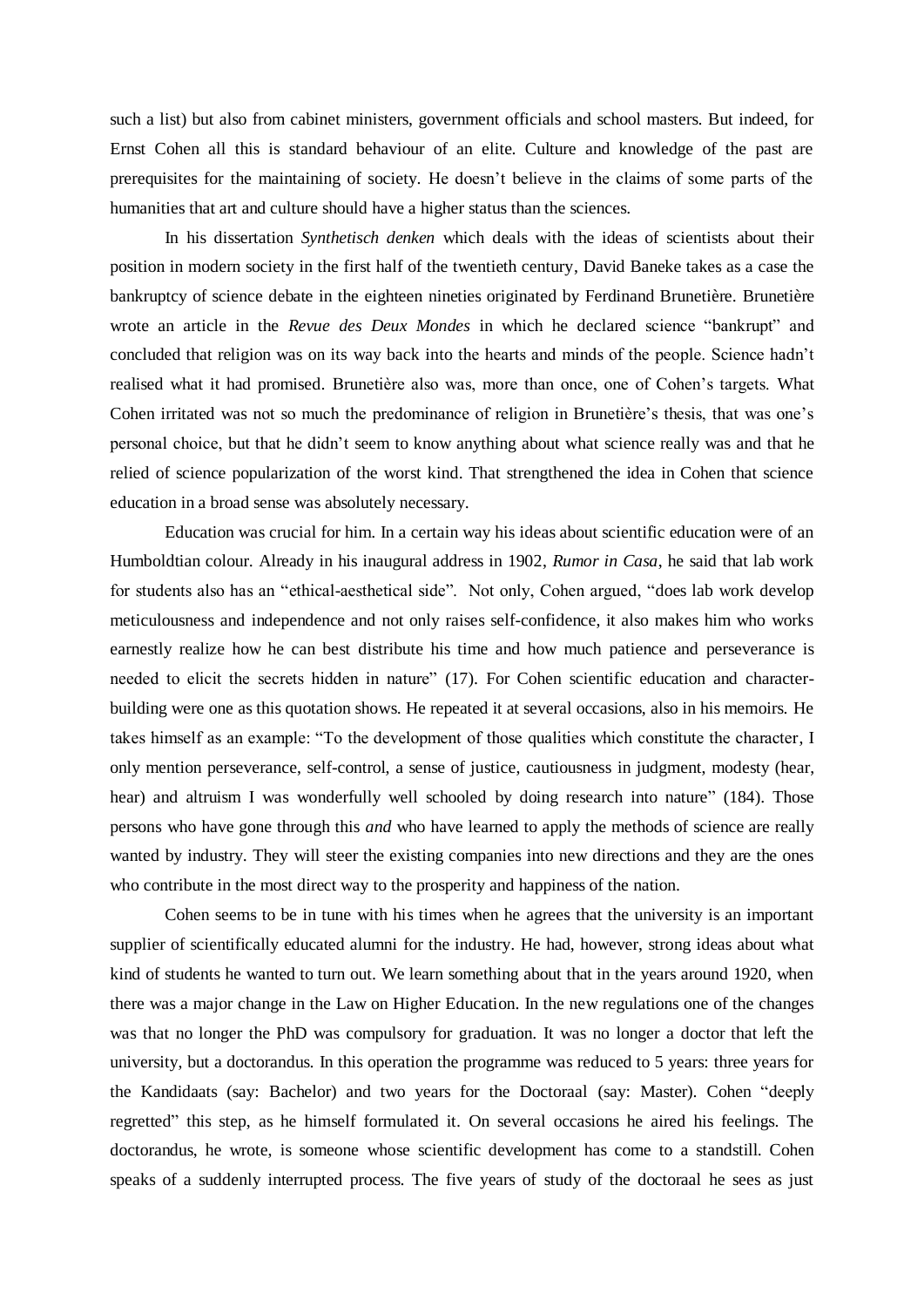such a list) but also from cabinet ministers, government officials and school masters. But indeed, for Ernst Cohen all this is standard behaviour of an elite. Culture and knowledge of the past are prerequisites for the maintaining of society. He doesn't believe in the claims of some parts of the humanities that art and culture should have a higher status than the sciences.

In his dissertation *Synthetisch denken* which deals with the ideas of scientists about their position in modern society in the first half of the twentieth century, David Baneke takes as a case the bankruptcy of science debate in the eighteen nineties originated by Ferdinand Brunetière. Brunetière wrote an article in the *Revue des Deux Mondes* in which he declared science "bankrupt" and concluded that religion was on its way back into the hearts and minds of the people. Science hadn't realised what it had promised. Brunetière also was, more than once, one of Cohen's targets. What Cohen irritated was not so much the predominance of religion in Brunetière's thesis, that was one's personal choice, but that he didn't seem to know anything about what science really was and that he relied of science popularization of the worst kind. That strengthened the idea in Cohen that science education in a broad sense was absolutely necessary.

Education was crucial for him. In a certain way his ideas about scientific education were of an Humboldtian colour. Already in his inaugural address in 1902, *Rumor in Casa*, he said that lab work for students also has an "ethical-aesthetical side". Not only, Cohen argued, "does lab work develop meticulousness and independence and not only raises self-confidence, it also makes him who works earnestly realize how he can best distribute his time and how much patience and perseverance is needed to elicit the secrets hidden in nature" (17). For Cohen scientific education and character-building were one as this quotation shows. He repeated it at several occasions, also in his memoirs. He takes himself as an example: "To the development of those qualities which constitute the character, I only mention perseverance, self-control, a sense of justice, cautiousness in judgment, modesty (hear, hear) and altruism I was wonderfully well schooled by doing research into nature" (184). Those persons who have gone through this *and* who have learned to apply the methods of science are really wanted by industry. They will steer the existing companies into new directions and they are the ones who contribute in the most direct way to the prosperity and happiness of the nation.

Cohen seems to be in tune with his times when he agrees that the university is an important supplier of scientifically educated alumni for the industry. He had, however, strong ideas about what kind of students he wanted to turn out. We learn something about that in the years around 1920, when there was a major change in the Law on Higher Education. In the new regulations one of the changes was that no longer the PhD was compulsory for graduation. It was no longer a doctor that left the university, but a doctorandus. In this operation the programme was reduced to 5 years: three years for the Kandidaats (say: Bachelor) and two years for the Doctoraal (say: Master). Cohen "deeply regretted" this step, as he himself formulated it. On several occasions he aired his feelings. The doctorandus, he wrote, is someone whose scientific development has come to a standstill. Cohen speaks of a suddenly interrupted process. The five years of study of the doctoraal he sees as just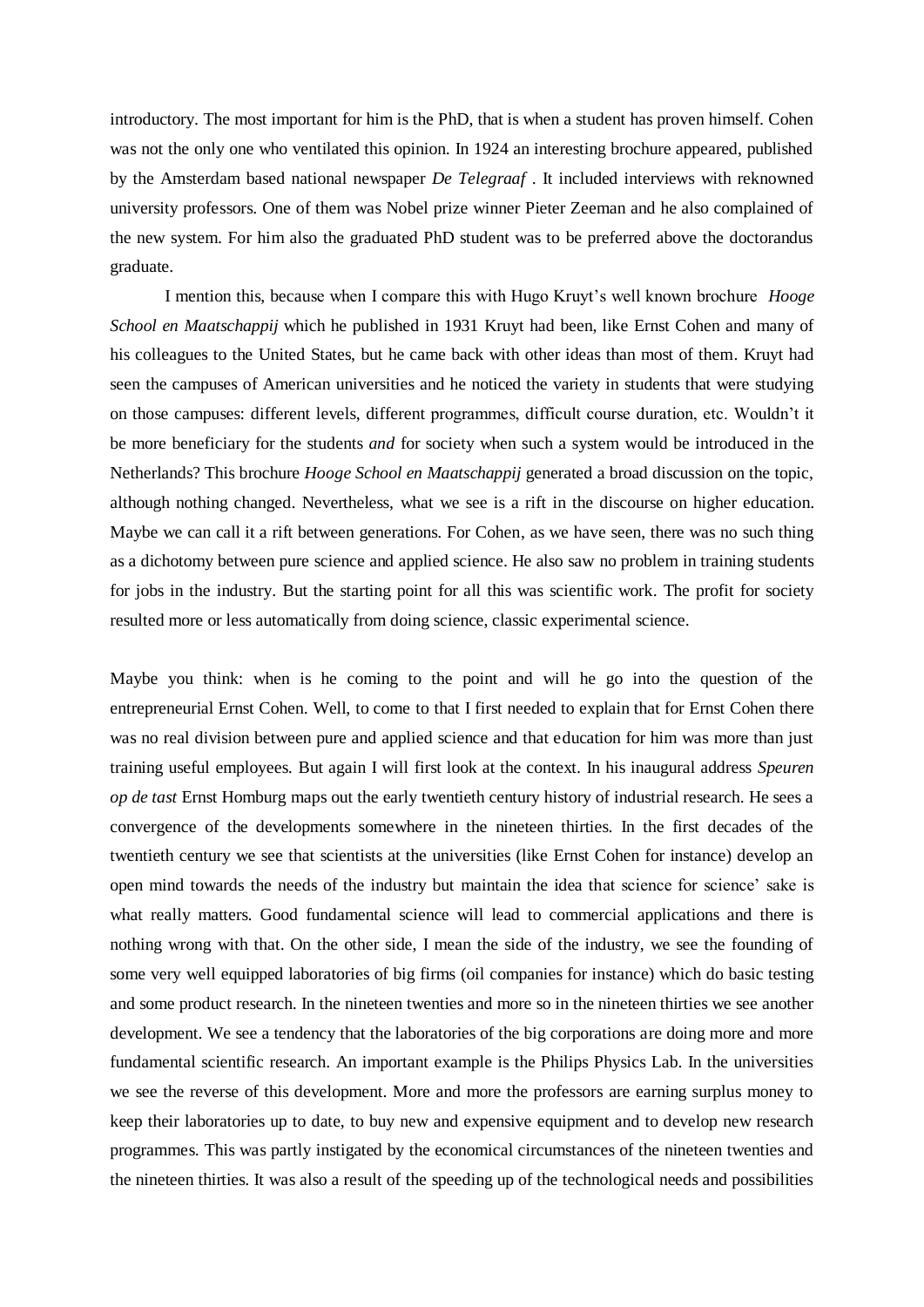introductory. The most important for him is the PhD, that is when a student has proven himself. Cohen was not the only one who ventilated this opinion. In 1924 an interesting brochure appeared, published by the Amsterdam based national newspaper *De Telegraaf* . It included interviews with reknowned university professors. One of them was Nobel prize winner Pieter Zeeman and he also complained of the new system. For him also the graduated PhD student was to be preferred above the doctorandus graduate.

I mention this, because when I compare this with Hugo Kruyt's well known brochure *Hooge School en Maatschappij* which he published in 1931 Kruyt had been, like Ernst Cohen and many of his colleagues to the United States, but he came back with other ideas than most of them. Kruyt had seen the campuses of American universities and he noticed the variety in students that were studying on those campuses: different levels, different programmes, difficult course duration, etc. Wouldn't it be more beneficiary for the students *and* for society when such a system would be introduced in the Netherlands? This brochure *Hooge School en Maatschappij* generated a broad discussion on the topic, although nothing changed. Nevertheless, what we see is a rift in the discourse on higher education. Maybe we can call it a rift between generations. For Cohen, as we have seen, there was no such thing as a dichotomy between pure science and applied science. He also saw no problem in training students for jobs in the industry. But the starting point for all this was scientific work. The profit for society resulted more or less automatically from doing science, classic experimental science.

Maybe you think: when is he coming to the point and will he go into the question of the entrepreneurial Ernst Cohen. Well, to come to that I first needed to explain that for Ernst Cohen there was no real division between pure and applied science and that education for him was more than just training useful employees. But again I will first look at the context. In his inaugural address *Speuren op de tast* Ernst Homburg maps out the early twentieth century history of industrial research. He sees a convergence of the developments somewhere in the nineteen thirties. In the first decades of the twentieth century we see that scientists at the universities (like Ernst Cohen for instance) develop an open mind towards the needs of the industry but maintain the idea that science for science' sake is what really matters. Good fundamental science will lead to commercial applications and there is nothing wrong with that. On the other side, I mean the side of the industry, we see the founding of some very well equipped laboratories of big firms (oil companies for instance) which do basic testing and some product research. In the nineteen twenties and more so in the nineteen thirties we see another development. We see a tendency that the laboratories of the big corporations are doing more and more fundamental scientific research. An important example is the Philips Physics Lab. In the universities we see the reverse of this development. More and more the professors are earning surplus money to keep their laboratories up to date, to buy new and expensive equipment and to develop new research programmes. This was partly instigated by the economical circumstances of the nineteen twenties and the nineteen thirties. It was also a result of the speeding up of the technological needs and possibilities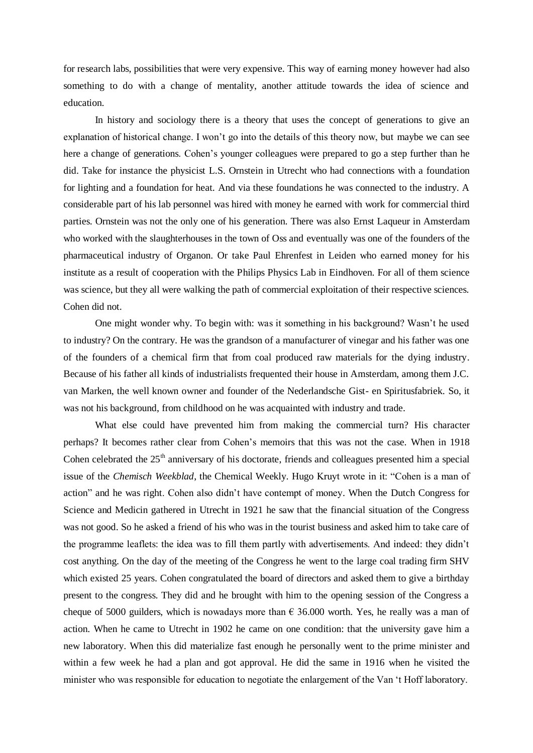for research labs, possibilities that were very expensive. This way of earning money however had also something to do with a change of mentality, another attitude towards the idea of science and education.

In history and sociology there is a theory that uses the concept of generations to give an explanation of historical change. I won't go into the details of this theory now, but maybe we can see here a change of generations. Cohen's younger colleagues were prepared to go a step further than he did. Take for instance the physicist L.S. Ornstein in Utrecht who had connections with a foundation for lighting and a foundation for heat. And via these foundations he was connected to the industry. A considerable part of his lab personnel was hired with money he earned with work for commercial third parties. Ornstein was not the only one of his generation. There was also Ernst Laqueur in Amsterdam who worked with the slaughterhouses in the town of Oss and eventually was one of the founders of the pharmaceutical industry of Organon. Or take Paul Ehrenfest in Leiden who earned money for his institute as a result of cooperation with the Philips Physics Lab in Eindhoven. For all of them science was science, but they all were walking the path of commercial exploitation of their respective sciences. Cohen did not.

One might wonder why. To begin with: was it something in his background? Wasn't he used to industry? On the contrary. He was the grandson of a manufacturer of vinegar and his father was one of the founders of a chemical firm that from coal produced raw materials for the dying industry. Because of his father all kinds of industrialists frequented their house in Amsterdam, among them J.C. van Marken, the well known owner and founder of the Nederlandsche Gist- en Spiritusfabriek. So, it was not his background, from childhood on he was acquainted with industry and trade.

What else could have prevented him from making the commercial turn? His character perhaps? It becomes rather clear from Cohen's memoirs that this was not the case. When in 1918 Cohen celebrated the 25th anniversary of his doctorate, friends and colleagues presented him a special issue of the *Chemisch Weekblad*, the Chemical Weekly. Hugo Kruyt wrote in it: "Cohen is a man of action" and he was right. Cohen also didn't have contempt of money. When the Dutch Congress for Science and Medicin gathered in Utrecht in 1921 he saw that the financial situation of the Congress was not good. So he asked a friend of his who was in the tourist business and asked him to take care of the programme leaflets: the idea was to fill them partly with advertisements. And indeed: they didn't cost anything. On the day of the meeting of the Congress he went to the large coal trading firm SHV which existed 25 years. Cohen congratulated the board of directors and asked them to give a birthday present to the congress. They did and he brought with him to the opening session of the Congress a cheque of 5000 guilders, which is nowadays more than € 36.000 worth. Yes, he really was a man of action. When he came to Utrecht in 1902 he came on one condition: that the university gave him a new laboratory. When this did materialize fast enough he personally went to the prime minister and within a few week he had a plan and got approval. He did the same in 1916 when he visited the minister who was responsible for education to negotiate the enlargement of the Van 't Hoff laboratory.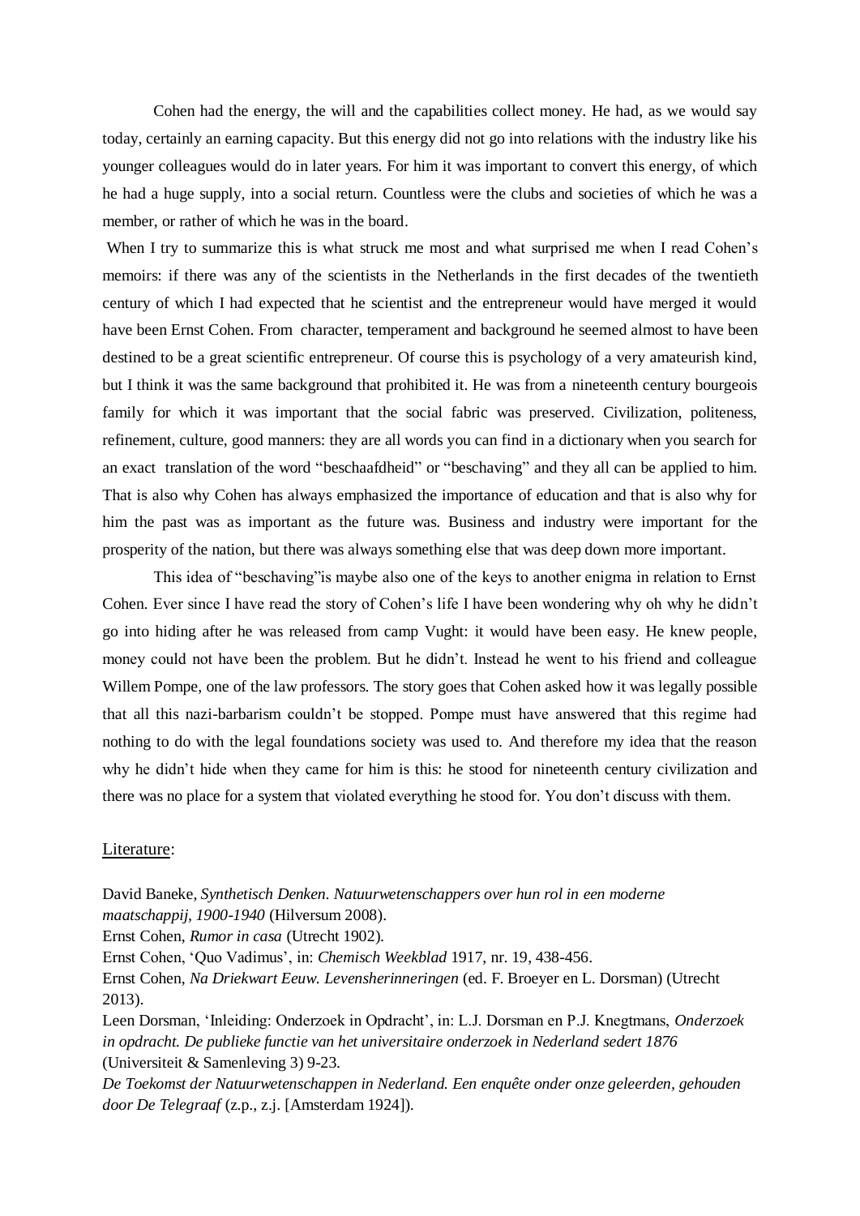Cohen had the energy, the will and the capabilities collect money. He had, as we would say today, certainly an earning capacity. But this energy did not go into relations with the industry like his younger colleagues would do in later years. For him it was important to convert this energy, of which he had a huge supply, into a social return. Countless were the clubs and societies of which he was a member, or rather of which he was in the board.

When I try to summarize this is what struck me most and what surprised me when I read Cohen's memoirs: if there was any of the scientists in the Netherlands in the first decades of the twentieth century of which I had expected that he scientist and the entrepreneur would have merged it would have been Ernst Cohen. From character, temperament and background he seemed almost to have been destined to be a great scientific entrepreneur. Of course this is psychology of a very amateurish kind, but I think it was the same background that prohibited it. He was from a nineteenth century bourgeois family for which it was important that the social fabric was preserved. Civilization, politeness, refinement, culture, good manners: they are all words you can find in a dictionary when you search for an exact translation of the word "beschaafdheid" or "beschaving" and they all can be applied to him. That is also why Cohen has always emphasized the importance of education and that is also why for him the past was as important as the future was. Business and industry were important for the prosperity of the nation, but there was always something else that was deep down more important.

This idea of "beschaving"is maybe also one of the keys to another enigma in relation to Ernst Cohen. Ever since I have read the story of Cohen's life I have been wondering why oh why he didn't go into hiding after he was released from camp Vught: it would have been easy. He knew people, money could not have been the problem. But he didn't. Instead he went to his friend and colleague Willem Pompe, one of the law professors. The story goes that Cohen asked how it was legally possible that all this nazi-barbarism couldn't be stopped. Pompe must have answered that this regime had nothing to do with the legal foundations society was used to. And therefore my idea that the reason why he didn't hide when they came for him is this: he stood for nineteenth century civilization and there was no place for a system that violated everything he stood for. You don't discuss with them.

<u>Literature</u>:

David Baneke, *Synthetisch Denken. Natuurwetenschappers over hun rol in een moderne maatschappij, 1900-1940* (Hilversum 2008).

Ernst Cohen, *Rumor in casa* (Utrecht 1902).

Ernst Cohen, 'Quo Vadimus', in: *Chemisch Weekblad* 1917, nr. 19, 438-456.

Ernst Cohen, *Na Driekwart Eeuw. Levensherinneringen* (ed. F. Broeyer en L. Dorsman) (Utrecht 2013).

Leen Dorsman, 'Inleiding: Onderzoek in Opdracht', in: L.J. Dorsman en P.J. Knegtmans, *Onderzoek in opdracht. De publieke functie van het universitaire onderzoek in Nederland sedert 1876* (Universiteit & Samenleving 3) 9-23.

*De Toekomst der Natuurwetenschappen in Nederland. Een enquête onder onze geleerden, gehouden door De Telegraaf* (z.p., z.j. [Amsterdam 1924]).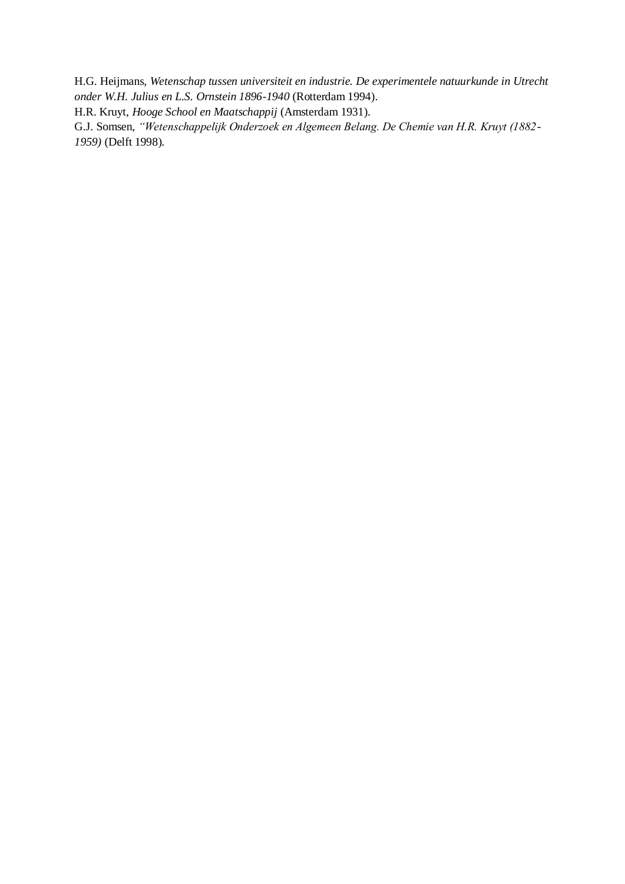H.G. Heijmans, *Wetenschap tussen universiteit en industrie. De experimentele natuurkunde in Utrecht onder W.H. Julius en L.S. Ornstein 1896-1940* (Rotterdam 1994).
H.R. Kruyt, *Hooge School en Maatschappij* (Amsterdam 1931).
G.J. Somsen, *"Wetenschappelijk Onderzoek en Algemeen Belang. De Chemie van H.R. Kruyt (1882-1959)* (Delft 1998).